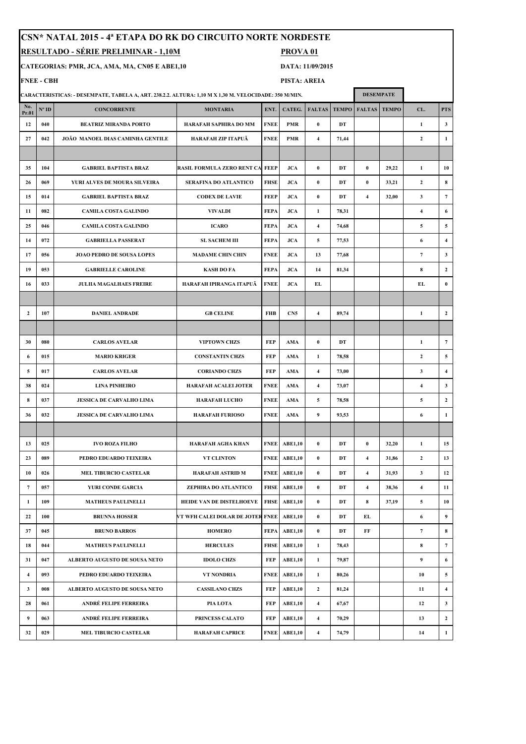# CSN* NATAL 2015 - 4ª ETAPA DO RK DO CIRCUITO NORTE NORDESTE

**RESULTADO - SÉRIE PRELIMINAR - 1,10M** — **PROVA 01**

**CATEGORIAS: PMR, JCA, AMA, MA, CN05 E ABE1,10** — **DATA: 11/09/2015**

**FNEE - CBH** — **PISTA: AREIA**

**CARACTERISTICAS: - DESEMPATE, TABELA A, ART. 238.2.2. ALTURA: 1,10 M X 1,30 M. VELOCIDADE: 350 M/MIN.**

| | | | | | | | | DESEMPATE | | | |
|---|---|---|---|---|---|---|---|---|---|---|---|
| No. Pr.01 | Nº ID | CONCORRENTE | MONTARIA | ENT. | CATEG. | FALTAS | TEMPO | FALTAS | TEMPO | CL. | PTS |
| 12 | 040 | BEATRIZ MIRANDA PORTO | HARAFAH SAPHIRA DO MM | FNEE | PMR | 0 | DT | | | 1 | 3 |
| 27 | 042 | JOÃO MANOEL DIAS CAMINHA GENTILE | HARAFAH ZIP ITAPUÃ | FNEE | PMR | 4 | 71,44 | | | 2 | 1 |
| | | | | | | | | | | | |
| 35 | 104 | GABRIEL BAPTISTA BRAZ | RASIL FORMULA ZERO RENT CA | FEEP | JCA | 0 | DT | 0 | 29,22 | 1 | 10 |
| 26 | 069 | YURI ALVES DE MOURA SILVEIRA | SERAFINA DO ATLANTICO | FHSE | JCA | 0 | DT | 0 | 33,21 | 2 | 8 |
| 15 | 014 | GABRIEL BAPTISTA BRAZ | CODEX DE LAVIE | FEEP | JCA | 0 | DT | 4 | 32,00 | 3 | 7 |
| 11 | 082 | CAMILA COSTA GALINDO | VIVALDI | FEPA | JCA | 1 | 78,31 | | | 4 | 6 |
| 25 | 046 | CAMILA COSTA GALINDO | ICARO | FEPA | JCA | 4 | 74,68 | | | 5 | 5 |
| 14 | 072 | GABRIELLA PASSERAT | SL SACHEM III | FEPA | JCA | 5 | 77,53 | | | 6 | 4 |
| 17 | 056 | JOAO PEDRO DE SOUSA LOPES | MADAME CHIN CHIN | FNEE | JCA | 13 | 77,68 | | | 7 | 3 |
| 19 | 053 | GABRIELLE CAROLINE | KASH DO FA | FEPA | JCA | 14 | 81,34 | | | 8 | 2 |
| 16 | 033 | JULIIA MAGALHAES FREIRE | HARAFAH IPIRANGA ITAPUÃ | FNEE | JCA | EL | | | | EL | 0 |
| | | | | | | | | | | | |
| 2 | 107 | DANIEL ANDRADE | GB CELINE | FHB | CN5 | 4 | 89,74 | | | 1 | 2 |
| | | | | | | | | | | | |
| 30 | 080 | CARLOS AVELAR | VIPTOWN CHZS | FEP | AMA | 0 | DT | | | 1 | 7 |
| 6 | 015 | MARIO KRIGER | CONSTANTIN CHZS | FEP | AMA | 1 | 78,58 | | | 2 | 5 |
| 5 | 017 | CARLOS AVELAR | CORIANDO CHZS | FEP | AMA | 4 | 73,00 | | | 3 | 4 |
| 38 | 024 | LINA PINHEIRO | HARAFAH ACALEI JOTER | FNEE | AMA | 4 | 73,07 | | | 4 | 3 |
| 8 | 037 | JESSICA DE CARVALHO LIMA | HARAFAH LUCHO | FNEE | AMA | 5 | 78,58 | | | 5 | 2 |
| 36 | 032 | JESSICA DE CARVALHO LIMA | HARAFAH FURIOSO | FNEE | AMA | 9 | 93,53 | | | 6 | 1 |
| | | | | | | | | | | | |
| 13 | 025 | IVO ROZA FILHO | HARAFAH AGHA KHAN | FNEE | ABE1,10 | 0 | DT | 0 | 32,20 | 1 | 15 |
| 23 | 089 | PEDRO EDUARDO TEIXEIRA | VT CLINTON | FNEE | ABE1,10 | 0 | DT | 4 | 31,86 | 2 | 13 |
| 10 | 026 | MEL TIBURCIO CASTELAR | HARAFAH ASTRID M | FNEE | ABE1,10 | 0 | DT | 4 | 31,93 | 3 | 12 |
| 7 | 057 | YURI CONDE GARCIA | ZEPHIRA DO ATLANTICO | FHSE | ABE1,10 | 0 | DT | 4 | 38,36 | 4 | 11 |
| 1 | 109 | MATHEUS PAULINELLI | HEIDE VAN DE DISTELHOEVE | FHSE | ABE1,10 | 0 | DT | 8 | 37,19 | 5 | 10 |
| 22 | 100 | BRUNNA HOSSER | VT WFH CALEI DOLAR DE JOTER | FNEE | ABE1,10 | 0 | DT | EL | | 6 | 9 |
| 37 | 045 | BRUNO BARROS | HOMERO | FEPA | ABE1,10 | 0 | DT | FF | | 7 | 8 |
| 18 | 044 | MATHEUS PAULINELLI | HERCULES | FHSE | ABE1,10 | 1 | 78,43 | | | 8 | 7 |
| 31 | 047 | ALBERTO AUGUSTO DE SOUSA NETO | IDOLO CHZS | FEP | ABE1,10 | 1 | 79,87 | | | 9 | 6 |
| 4 | 093 | PEDRO EDUARDO TEIXEIRA | VT NONDRIA | FNEE | ABE1,10 | 1 | 80,26 | | | 10 | 5 |
| 3 | 008 | ALBERTO AUGUSTO DE SOUSA NETO | CASSILANO CHZS | FEP | ABE1,10 | 2 | 81,24 | | | 11 | 4 |
| 28 | 061 | ANDRÉ FELIPE FERREIRA | PIA LOTA | FEP | ABE1,10 | 4 | 67,67 | | | 12 | 3 |
| 9 | 063 | ANDRÉ FELIPE FERREIRA | PRINCESS CALATO | FEP | ABE1,10 | 4 | 70,29 | | | 13 | 2 |
| 32 | 029 | MEL TIBURCIO CASTELAR | HARAFAH CAPRICE | FNEE | ABE1,10 | 4 | 74,79 | | | 14 | 1 |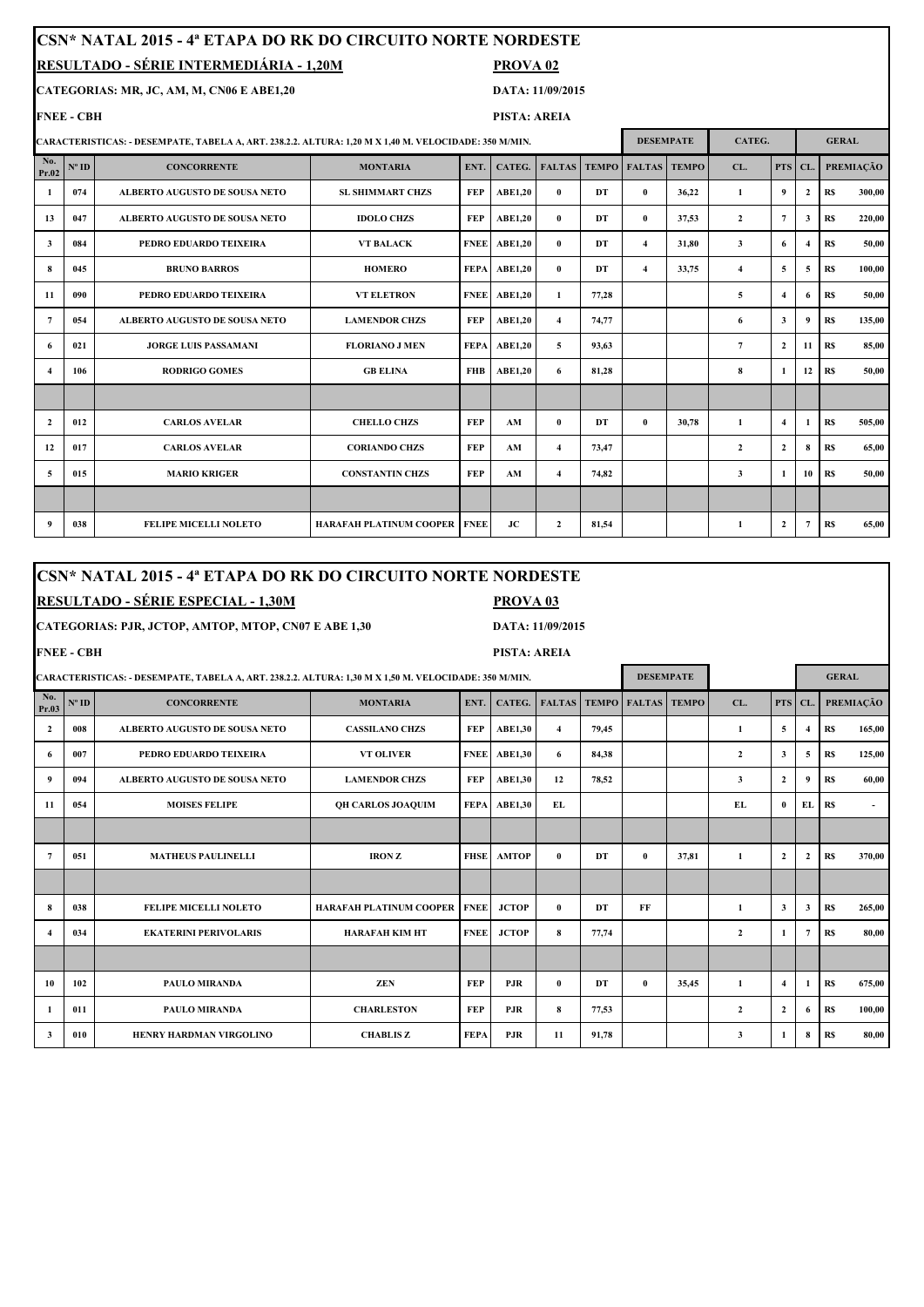# CSN* NATAL 2015 - 4ª ETAPA DO RK DO CIRCUITO NORTE NORDESTE

**RESULTADO - SÉRIE INTERMEDIÁRIA - 1,20M** — **PROVA 02**

**CATEGORIAS: MR, JC, AM, M, CN06 E ABE1,20** — **DATA: 11/09/2015**

**FNEE - CBH** — **PISTA: AREIA**

**CARACTERISTICAS: - DESEMPATE, TABELA A, ART. 238.2.2. ALTURA: 1,20 M X 1,40 M. VELOCIDADE: 350 M/MIN.**

| | | | | | | | | DESEMPATE | | CATEG. | | GERAL | |
|---|---|---|---|---|---|---|---|---|---|---|---|---|---|
| No. Pr.02 | Nº ID | CONCORRENTE | MONTARIA | ENT. | CATEG. | FALTAS | TEMPO | FALTAS | TEMPO | CL. | PTS | CL. | PREMIAÇÃO |
| 1 | 074 | ALBERTO AUGUSTO DE SOUSA NETO | SL SHIMMART CHZS | FEP | ABE1,20 | 0 | DT | 0 | 36,22 | 1 | 9 | 2 | R$ 300,00 |
| 13 | 047 | ALBERTO AUGUSTO DE SOUSA NETO | IDOLO CHZS | FEP | ABE1,20 | 0 | DT | 0 | 37,53 | 2 | 7 | 3 | R$ 220,00 |
| 3 | 084 | PEDRO EDUARDO TEIXEIRA | VT BALACK | FNEE | ABE1,20 | 0 | DT | 4 | 31,80 | 3 | 6 | 4 | R$ 50,00 |
| 8 | 045 | BRUNO BARROS | HOMERO | FEPA | ABE1,20 | 0 | DT | 4 | 33,75 | 4 | 5 | 5 | R$ 100,00 |
| 11 | 090 | PEDRO EDUARDO TEIXEIRA | VT ELETRON | FNEE | ABE1,20 | 1 | 77,28 | | | 5 | 4 | 6 | R$ 50,00 |
| 7 | 054 | ALBERTO AUGUSTO DE SOUSA NETO | LAMENDOR CHZS | FEP | ABE1,20 | 4 | 74,77 | | | 6 | 3 | 9 | R$ 135,00 |
| 6 | 021 | JORGE LUIS PASSAMANI | FLORIANO J MEN | FEPA | ABE1,20 | 5 | 93,63 | | | 7 | 2 | 11 | R$ 85,00 |
| 4 | 106 | RODRIGO GOMES | GB ELINA | FHB | ABE1,20 | 6 | 81,28 | | | 8 | 1 | 12 | R$ 50,00 |
| | | | | | | | | | | | | | |
| 2 | 012 | CARLOS AVELAR | CHELLO CHZS | FEP | AM | 0 | DT | 0 | 30,78 | 1 | 4 | 1 | R$ 505,00 |
| 12 | 017 | CARLOS AVELAR | CORIANDO CHZS | FEP | AM | 4 | 73,47 | | | 2 | 2 | 8 | R$ 65,00 |
| 5 | 015 | MARIO KRIGER | CONSTANTIN CHZS | FEP | AM | 4 | 74,82 | | | 3 | 1 | 10 | R$ 50,00 |
| | | | | | | | | | | | | | |
| 9 | 038 | FELIPE MICELLI NOLETO | HARAFAH PLATINUM COOPER | FNEE | JC | 2 | 81,54 | | | 1 | 2 | 7 | R$ 65,00 |

# CSN* NATAL 2015 - 4ª ETAPA DO RK DO CIRCUITO NORTE NORDESTE

**RESULTADO - SÉRIE ESPECIAL - 1,30M** — **PROVA 03**

**CATEGORIAS: PJR, JCTOP, AMTOP, MTOP, CN07 E ABE 1,30** — **DATA: 11/09/2015**

**FNEE - CBH** — **PISTA: AREIA**

**CARACTERISTICAS: - DESEMPATE, TABELA A, ART. 238.2.2. ALTURA: 1,30 M X 1,50 M. VELOCIDADE: 350 M/MIN.**

| | | | | | | | | DESEMPATE | | | | GERAL | |
|---|---|---|---|---|---|---|---|---|---|---|---|---|---|
| No. Pr.03 | Nº ID | CONCORRENTE | MONTARIA | ENT. | CATEG. | FALTAS | TEMPO | FALTAS | TEMPO | CL. | PTS | CL. | PREMIAÇÃO |
| 2 | 008 | ALBERTO AUGUSTO DE SOUSA NETO | CASSILANO CHZS | FEP | ABE1,30 | 4 | 79,45 | | | 1 | 5 | 4 | R$ 165,00 |
| 6 | 007 | PEDRO EDUARDO TEIXEIRA | VT OLIVER | FNEE | ABE1,30 | 6 | 84,38 | | | 2 | 3 | 5 | R$ 125,00 |
| 9 | 094 | ALBERTO AUGUSTO DE SOUSA NETO | LAMENDOR CHZS | FEP | ABE1,30 | 12 | 78,52 | | | 3 | 2 | 9 | R$ 60,00 |
| 11 | 054 | MOISES FELIPE | QH CARLOS JOAQUIM | FEPA | ABE1,30 | EL | | | | EL | 0 | EL | R$ - |
| | | | | | | | | | | | | | |
| 7 | 051 | MATHEUS PAULINELLI | IRON Z | FHSE | AMTOP | 0 | DT | 0 | 37,81 | 1 | 2 | 2 | R$ 370,00 |
| | | | | | | | | | | | | | |
| 8 | 038 | FELIPE MICELLI NOLETO | HARAFAH PLATINUM COOPER | FNEE | JCTOP | 0 | DT | FF | | 1 | 3 | 3 | R$ 265,00 |
| 4 | 034 | EKATERINI PERIVOLARIS | HARAFAH KIM HT | FNEE | JCTOP | 8 | 77,74 | | | 2 | 1 | 7 | R$ 80,00 |
| | | | | | | | | | | | | | |
| 10 | 102 | PAULO MIRANDA | ZEN | FEP | PJR | 0 | DT | 0 | 35,45 | 1 | 4 | 1 | R$ 675,00 |
| 1 | 011 | PAULO MIRANDA | CHARLESTON | FEP | PJR | 8 | 77,53 | | | 2 | 2 | 6 | R$ 100,00 |
| 3 | 010 | HENRY HARDMAN VIRGOLINO | CHABLIS Z | FEPA | PJR | 11 | 91,78 | | | 3 | 1 | 8 | R$ 80,00 |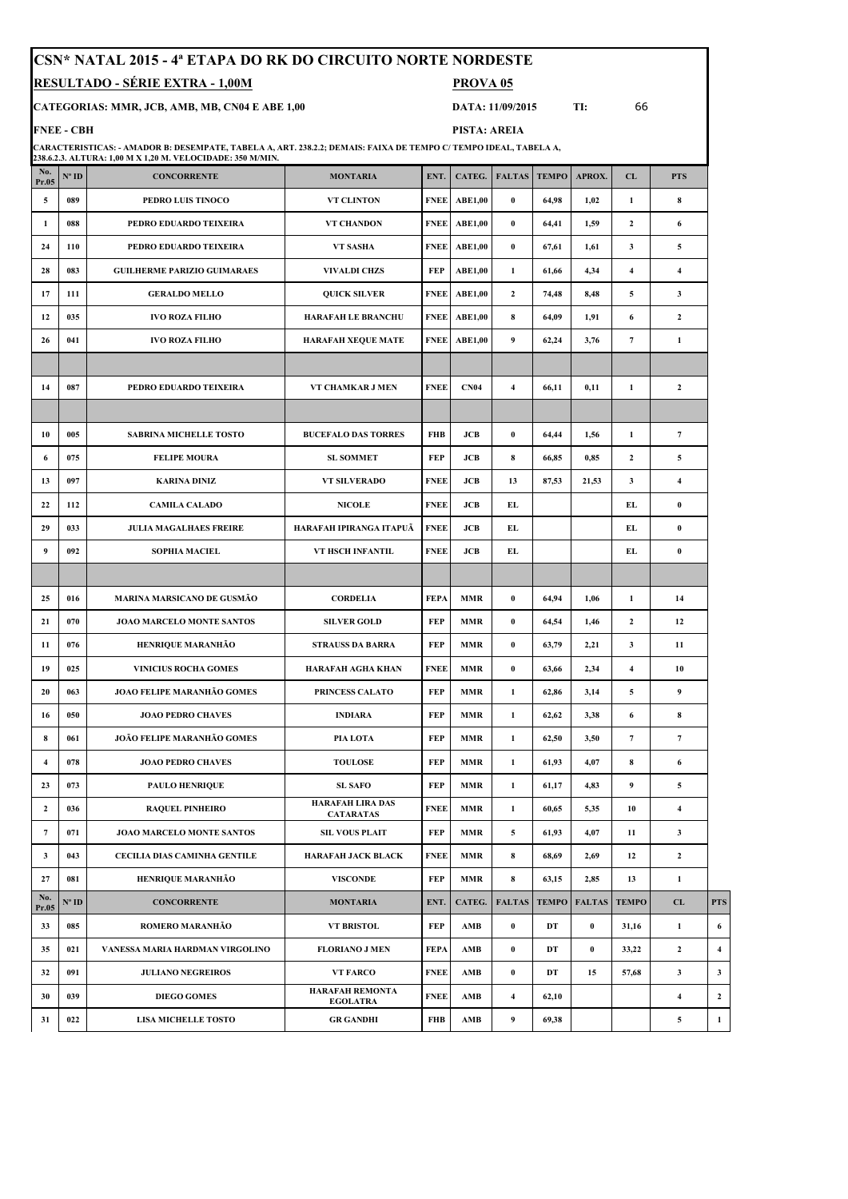# CSN* NATAL 2015 - 4ª ETAPA DO RK DO CIRCUITO NORTE NORDESTE

**RESULTADO - SÉRIE EXTRA - 1,00M** **PROVA 05**

**CATEGORIAS: MMR, JCB, AMB, MB, CN04 E ABE 1,00** **DATA: 11/09/2015** **TI:** 66

**FNEE - CBH** **PISTA: AREIA**

**CARACTERISTICAS: - AMADOR B: DESEMPATE, TABELA A, ART. 238.2.2; DEMAIS: FAIXA DE TEMPO C/ TEMPO IDEAL, TABELA A, 238.6.2.3. ALTURA: 1,00 M X 1,20 M. VELOCIDADE: 350 M/MIN.**

| No. Pr.05 | Nº ID | CONCORRENTE | MONTARIA | ENT. | CATEG. | FALTAS | TEMPO | APROX. | CL | PTS |
|---|---|---|---|---|---|---|---|---|---|---|
| 5 | 089 | PEDRO LUIS TINOCO | VT CLINTON | FNEE | ABE1,00 | 0 | 64,98 | 1,02 | 1 | 8 |
| 1 | 088 | PEDRO EDUARDO TEIXEIRA | VT CHANDON | FNEE | ABE1,00 | 0 | 64,41 | 1,59 | 2 | 6 |
| 24 | 110 | PEDRO EDUARDO TEIXEIRA | VT SASHA | FNEE | ABE1,00 | 0 | 67,61 | 1,61 | 3 | 5 |
| 28 | 083 | GUILHERME PARIZIO GUIMARAES | VIVALDI CHZS | FEP | ABE1,00 | 1 | 61,66 | 4,34 | 4 | 4 |
| 17 | 111 | GERALDO MELLO | QUICK SILVER | FNEE | ABE1,00 | 2 | 74,48 | 8,48 | 5 | 3 |
| 12 | 035 | IVO ROZA FILHO | HARAFAH LE BRANCHU | FNEE | ABE1,00 | 8 | 64,09 | 1,91 | 6 | 2 |
| 26 | 041 | IVO ROZA FILHO | HARAFAH XEQUE MATE | FNEE | ABE1,00 | 9 | 62,24 | 3,76 | 7 | 1 |
| | | | | | | | | | | |
| 14 | 087 | PEDRO EDUARDO TEIXEIRA | VT CHAMKAR J MEN | FNEE | CN04 | 4 | 66,11 | 0,11 | 1 | 2 |
| | | | | | | | | | | |
| 10 | 005 | SABRINA MICHELLE TOSTO | BUCEFALO DAS TORRES | FHB | JCB | 0 | 64,44 | 1,56 | 1 | 7 |
| 6 | 075 | FELIPE MOURA | SL SOMMET | FEP | JCB | 8 | 66,85 | 0,85 | 2 | 5 |
| 13 | 097 | KARINA DINIZ | VT SILVERADO | FNEE | JCB | 13 | 87,53 | 21,53 | 3 | 4 |
| 22 | 112 | CAMILA CALADO | NICOLE | FNEE | JCB | EL | | | EL | 0 |
| 29 | 033 | JULIA MAGALHAES FREIRE | HARAFAH IPIRANGA ITAPUÃ | FNEE | JCB | EL | | | EL | 0 |
| 9 | 092 | SOPHIA MACIEL | VT HSCH INFANTIL | FNEE | JCB | EL | | | EL | 0 |
| | | | | | | | | | | |
| 25 | 016 | MARINA MARSICANO DE GUSMÃO | CORDELIA | FEPA | MMR | 0 | 64,94 | 1,06 | 1 | 14 |
| 21 | 070 | JOAO MARCELO MONTE SANTOS | SILVER GOLD | FEP | MMR | 0 | 64,54 | 1,46 | 2 | 12 |
| 11 | 076 | HENRIQUE MARANHÃO | STRAUSS DA BARRA | FEP | MMR | 0 | 63,79 | 2,21 | 3 | 11 |
| 19 | 025 | VINICIUS ROCHA GOMES | HARAFAH AGHA KHAN | FNEE | MMR | 0 | 63,66 | 2,34 | 4 | 10 |
| 20 | 063 | JOAO FELIPE MARANHÃO GOMES | PRINCESS CALATO | FEP | MMR | 1 | 62,86 | 3,14 | 5 | 9 |
| 16 | 050 | JOAO PEDRO CHAVES | INDIARA | FEP | MMR | 1 | 62,62 | 3,38 | 6 | 8 |
| 8 | 061 | JOÃO FELIPE MARANHÃO GOMES | PIA LOTA | FEP | MMR | 1 | 62,50 | 3,50 | 7 | 7 |
| 4 | 078 | JOAO PEDRO CHAVES | TOULOSE | FEP | MMR | 1 | 61,93 | 4,07 | 8 | 6 |
| 23 | 073 | PAULO HENRIQUE | SL SAFO | FEP | MMR | 1 | 61,17 | 4,83 | 9 | 5 |
| 2 | 036 | RAQUEL PINHEIRO | HARAFAH LIRA DAS CATARATAS | FNEE | MMR | 1 | 60,65 | 5,35 | 10 | 4 |
| 7 | 071 | JOAO MARCELO MONTE SANTOS | SIL VOUS PLAIT | FEP | MMR | 5 | 61,93 | 4,07 | 11 | 3 |
| 3 | 043 | CECILIA DIAS CAMINHA GENTILE | HARAFAH JACK BLACK | FNEE | MMR | 8 | 68,69 | 2,69 | 12 | 2 |
| 27 | 081 | HENRIQUE MARANHÃO | VISCONDE | FEP | MMR | 8 | 63,15 | 2,85 | 13 | 1 |

| No. Pr.05 | Nº ID | CONCORRENTE | MONTARIA | ENT. | CATEG. | FALTAS | TEMPO | FALTAS | TEMPO | CL | PTS |
|---|---|---|---|---|---|---|---|---|---|---|---|
| 33 | 085 | ROMERO MARANHÃO | VT BRISTOL | FEP | AMB | 0 | DT | 0 | 31,16 | 1 | 6 |
| 35 | 021 | VANESSA MARIA HARDMAN VIRGOLINO | FLORIANO J MEN | FEPA | AMB | 0 | DT | 0 | 33,22 | 2 | 4 |
| 32 | 091 | JULIANO NEGREIROS | VT FARCO | FNEE | AMB | 0 | DT | 15 | 57,68 | 3 | 3 |
| 30 | 039 | DIEGO GOMES | HARAFAH REMONTA EGOLATRA | FNEE | AMB | 4 | 62,10 | | | 4 | 2 |
| 31 | 022 | LISA MICHELLE TOSTO | GR GANDHI | FHB | AMB | 9 | 69,38 | | | 5 | 1 |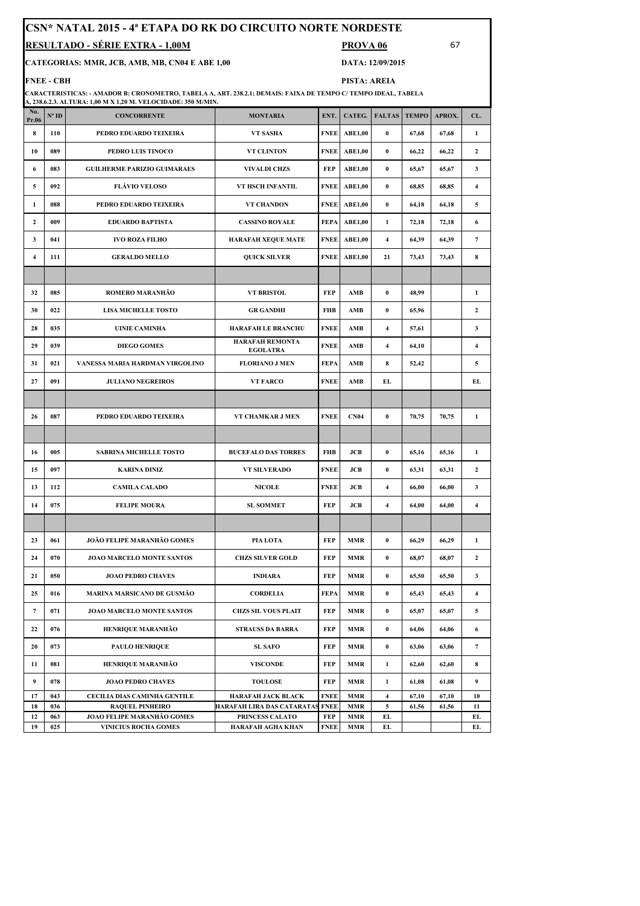# CSN* NATAL 2015 - 4ª ETAPA DO RK DO CIRCUITO NORTE NORDESTE

**RESULTADO - SÉRIE EXTRA - 1,00M** **PROVA 06** 67

**CATEGORIAS: MMR, JCB, AMB, MB, CN04 E ABE 1,00** **DATA: 12/09/2015**

**FNEE - CBH** **PISTA: AREIA**

**CARACTERISTICAS: - AMADOR B: CRONOMETRO, TABELA A, ART. 238.2.1; DEMAIS: FAIXA DE TEMPO C/ TEMPO IDEAL, TABELA A, 238.6.2.3. ALTURA: 1,00 M X 1,20 M. VELOCIDADE: 350 M/MIN.**

| No. Pr.06 | Nº ID | CONCORRENTE | MONTARIA | ENT. | CATEG. | FALTAS | TEMPO | APROX. | CL. |
|---|---|---|---|---|---|---|---|---|---|
| 8 | 110 | PEDRO EDUARDO TEIXEIRA | VT SASHA | FNEE | ABE1,00 | 0 | 67,68 | 67,68 | 1 |
| 10 | 089 | PEDRO LUIS TINOCO | VT CLINTON | FNEE | ABE1,00 | 0 | 66,22 | 66,22 | 2 |
| 6 | 083 | GUILHERME PARIZIO GUIMARAES | VIVALDI CHZS | FEP | ABE1,00 | 0 | 65,67 | 65,67 | 3 |
| 5 | 092 | FLÁVIO VELOSO | VT HSCH INFANTIL | FNEE | ABE1,00 | 0 | 68,85 | 68,85 | 4 |
| 1 | 088 | PEDRO EDUARDO TEIXEIRA | VT CHANDON | FNEE | ABE1,00 | 0 | 64,18 | 64,18 | 5 |
| 2 | 009 | EDUARDO BAPTISTA | CASSINO ROYALE | FEPA | ABE1,00 | 1 | 72,18 | 72,18 | 6 |
| 3 | 041 | IVO ROZA FILHO | HARAFAH XEQUE MATE | FNEE | ABE1,00 | 4 | 64,39 | 64,39 | 7 |
| 4 | 111 | GERALDO MELLO | QUICK SILVER | FNEE | ABE1,00 | 21 | 73,43 | 73,43 | 8 |
| | | | | | | | | | |
| 32 | 085 | ROMERO MARANHÃO | VT BRISTOL | FEP | AMB | 0 | 48,99 | | 1 |
| 30 | 022 | LISA MICHELLE TOSTO | GR GANDHI | FHB | AMB | 0 | 65,96 | | 2 |
| 28 | 035 | UINIE CAMINHA | HARAFAH LE BRANCHU | FNEE | AMB | 4 | 57,61 | | 3 |
| 29 | 039 | DIEGO GOMES | HARAFAH REMONTA EGOLATRA | FNEE | AMB | 4 | 64,10 | | 4 |
| 31 | 021 | VANESSA MARIA HARDMAN VIRGOLINO | FLORIANO J MEN | FEPA | AMB | 8 | 52,42 | | 5 |
| 27 | 091 | JULIANO NEGREIROS | VT FARCO | FNEE | AMB | EL | | | EL |
| | | | | | | | | | |
| 26 | 087 | PEDRO EDUARDO TEIXEIRA | VT CHAMKAR J MEN | FNEE | CN04 | 0 | 70,75 | 70,75 | 1 |
| | | | | | | | | | |
| 16 | 005 | SABRINA MICHELLE TOSTO | BUCEFALO DAS TORRES | FHB | JCB | 0 | 65,16 | 65,16 | 1 |
| 15 | 097 | KARINA DINIZ | VT SILVERADO | FNEE | JCB | 0 | 63,31 | 63,31 | 2 |
| 13 | 112 | CAMILA CALADO | NICOLE | FNEE | JCB | 4 | 66,00 | 66,00 | 3 |
| 14 | 075 | FELIPE MOURA | SL SOMMET | FEP | JCB | 4 | 64,00 | 64,00 | 4 |
| | | | | | | | | | |
| 23 | 061 | JOÃO FELIPE MARANHÃO GOMES | PIA LOTA | FEP | MMR | 0 | 66,29 | 66,29 | 1 |
| 24 | 070 | JOAO MARCELO MONTE SANTOS | CHZS SILVER GOLD | FEP | MMR | 0 | 68,07 | 68,07 | 2 |
| 21 | 050 | JOAO PEDRO CHAVES | INDIARA | FEP | MMR | 0 | 65,50 | 65,50 | 3 |
| 25 | 016 | MARINA MARSICANO DE GUSMÃO | CORDELIA | FEPA | MMR | 0 | 65,43 | 65,43 | 4 |
| 7 | 071 | JOAO MARCELO MONTE SANTOS | CHZS SIL VOUS PLAIT | FEP | MMR | 0 | 65,07 | 65,07 | 5 |
| 22 | 076 | HENRIQUE MARANHÃO | STRAUSS DA BARRA | FEP | MMR | 0 | 64,06 | 64,06 | 6 |
| 20 | 073 | PAULO HENRIQUE | SL SAFO | FEP | MMR | 0 | 63,06 | 63,06 | 7 |
| 11 | 081 | HENRIQUE MARANHÃO | VISCONDE | FEP | MMR | 1 | 62,60 | 62,60 | 8 |
| 9 | 078 | JOAO PEDRO CHAVES | TOULOSE | FEP | MMR | 1 | 61,08 | 61,08 | 9 |
| 17 | 043 | CECILIA DIAS CAMINHA GENTILE | HARAFAH JACK BLACK | FNEE | MMR | 4 | 67,10 | 67,10 | 10 |
| 18 | 036 | RAQUEL PINHEIRO | HARAFAH LIRA DAS CATARATAS | FNEE | MMR | 5 | 61,56 | 61,56 | 11 |
| 12 | 063 | JOAO FELIPE MARANHÃO GOMES | PRINCESS CALATO | FEP | MMR | EL | | | EL |
| 19 | 025 | VINICIUS ROCHA GOMES | HARAFAH AGHA KHAN | FNEE | MMR | EL | | | EL |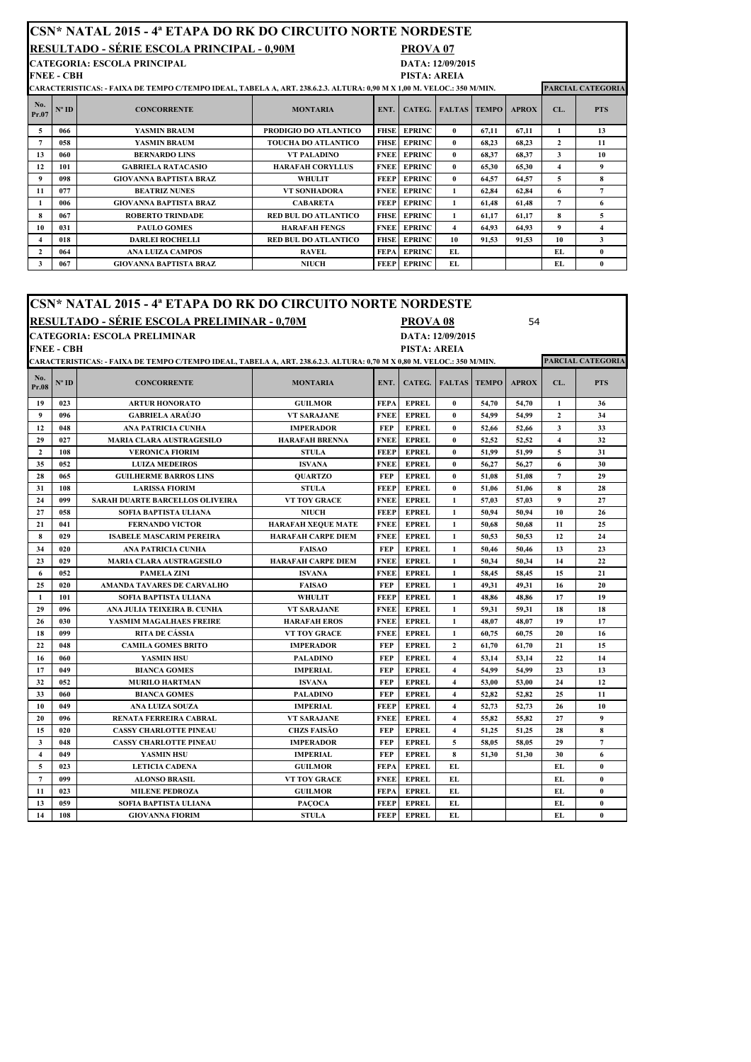# CSN* NATAL 2015 - 4ª ETAPA DO RK DO CIRCUITO NORTE NORDESTE

**RESULTADO - SÉRIE ESCOLA PRINCIPAL - 0,90M** — **PROVA 07**

**CATEGORIA: ESCOLA PRINCIPAL** — **DATA: 12/09/2015**

**FNEE - CBH** — **PISTA: AREIA**

**CARACTERISTICAS: - FAIXA DE TEMPO C/TEMPO IDEAL, TABELA A, ART. 238.6.2.3. ALTURA: 0,90 M X 1,00 M. VELOC.: 350 M/MIN.** — **PARCIAL CATEGORIA**

| No. Pr.07 | Nº ID | CONCORRENTE | MONTARIA | ENT. | CATEG. | FALTAS | TEMPO | APROX | CL. | PTS |
|---|---|---|---|---|---|---|---|---|---|---|
| 5 | 066 | YASMIN BRAUM | PRODIGIO DO ATLANTICO | FHSE | EPRINC | 0 | 67,11 | 67,11 | 1 | 13 |
| 7 | 058 | YASMIN BRAUM | TOUCHA DO ATLANTICO | FHSE | EPRINC | 0 | 68,23 | 68,23 | 2 | 11 |
| 13 | 060 | BERNARDO LINS | VT PALADINO | FNEE | EPRINC | 0 | 68,37 | 68,37 | 3 | 10 |
| 12 | 101 | GABRIELA RATACASIO | HARAFAH CORYLLUS | FNEE | EPRINC | 0 | 65,30 | 65,30 | 4 | 9 |
| 9 | 098 | GIOVANNA BAPTISTA BRAZ | WHULIT | FEEP | EPRINC | 0 | 64,57 | 64,57 | 5 | 8 |
| 11 | 077 | BEATRIZ NUNES | VT SONHADORA | FNEE | EPRINC | 1 | 62,84 | 62,84 | 6 | 7 |
| 1 | 006 | GIOVANNA BAPTISTA BRAZ | CABARETA | FEEP | EPRINC | 1 | 61,48 | 61,48 | 7 | 6 |
| 8 | 067 | ROBERTO TRINDADE | RED BUL DO ATLANTICO | FHSE | EPRINC | 1 | 61,17 | 61,17 | 8 | 5 |
| 10 | 031 | PAULO GOMES | HARAFAH FENGS | FNEE | EPRINC | 4 | 64,93 | 64,93 | 9 | 4 |
| 4 | 018 | DARLEI ROCHELLI | RED BUL DO ATLANTICO | FHSE | EPRINC | 10 | 91,53 | 91,53 | 10 | 3 |
| 2 | 064 | ANA LUIZA CAMPOS | RAVEL | FEPA | EPRINC | EL | | | EL | 0 |
| 3 | 067 | GIOVANNA BAPTISTA BRAZ | NIUCH | FEEP | EPRINC | EL | | | EL | 0 |

# CSN* NATAL 2015 - 4ª ETAPA DO RK DO CIRCUITO NORTE NORDESTE

**RESULTADO - SÉRIE ESCOLA PRELIMINAR - 0,70M** — **PROVA 08** — 54

**CATEGORIA: ESCOLA PRELIMINAR** — **DATA: 12/09/2015**

**FNEE - CBH** — **PISTA: AREIA**

**CARACTERISTICAS: - FAIXA DE TEMPO C/TEMPO IDEAL, TABELA A, ART. 238.6.2.3. ALTURA: 0,70 M X 0,80 M. VELOC.: 350 M/MIN.** — **PARCIAL CATEGORIA**

| No. Pr.08 | Nº ID | CONCORRENTE | MONTARIA | ENT. | CATEG. | FALTAS | TEMPO | APROX | CL. | PTS |
|---|---|---|---|---|---|---|---|---|---|---|
| 19 | 023 | ARTUR HONORATO | GUILMOR | FEPA | EPREL | 0 | 54,70 | 54,70 | 1 | 36 |
| 9 | 096 | GABRIELA ARAÚJO | VT SARAJANE | FNEE | EPREL | 0 | 54,99 | 54,99 | 2 | 34 |
| 12 | 048 | ANA PATRICIA CUNHA | IMPERADOR | FEP | EPREL | 0 | 52,66 | 52,66 | 3 | 33 |
| 29 | 027 | MARIA CLARA AUSTRAGESILO | HARAFAH BRENNA | FNEE | EPREL | 0 | 52,52 | 52,52 | 4 | 32 |
| 2 | 108 | VERONICA FIORIM | STULA | FEEP | EPREL | 0 | 51,99 | 51,99 | 5 | 31 |
| 35 | 052 | LUIZA MEDEIROS | ISVANA | FNEE | EPREL | 0 | 56,27 | 56,27 | 6 | 30 |
| 28 | 065 | GUILHERME BARROS LINS | QUARTZO | FEP | EPREL | 0 | 51,08 | 51,08 | 7 | 29 |
| 31 | 108 | LARISSA FIORIM | STULA | FEEP | EPREL | 0 | 51,06 | 51,06 | 8 | 28 |
| 24 | 099 | SARAH DUARTE BARCELLOS OLIVEIRA | VT TOY GRACE | FNEE | EPREL | 1 | 57,03 | 57,03 | 9 | 27 |
| 27 | 058 | SOFIA BAPTISTA ULIANA | NIUCH | FEEP | EPREL | 1 | 50,94 | 50,94 | 10 | 26 |
| 21 | 041 | FERNANDO VICTOR | HARAFAH XEQUE MATE | FNEE | EPREL | 1 | 50,68 | 50,68 | 11 | 25 |
| 8 | 029 | ISABELE MASCARIM PEREIRA | HARAFAH CARPE DIEM | FNEE | EPREL | 1 | 50,53 | 50,53 | 12 | 24 |
| 34 | 020 | ANA PATRICIA CUNHA | FAISAO | FEP | EPREL | 1 | 50,46 | 50,46 | 13 | 23 |
| 23 | 029 | MARIA CLARA AUSTRAGESILO | HARAFAH CARPE DIEM | FNEE | EPREL | 1 | 50,34 | 50,34 | 14 | 22 |
| 6 | 052 | PAMELA ZINI | ISVANA | FNEE | EPREL | 1 | 58,45 | 58,45 | 15 | 21 |
| 25 | 020 | AMANDA TAVARES DE CARVALHO | FAISAO | FEP | EPREL | 1 | 49,31 | 49,31 | 16 | 20 |
| 1 | 101 | SOFIA BAPTISTA ULIANA | WHULIT | FEEP | EPREL | 1 | 48,86 | 48,86 | 17 | 19 |
| 29 | 096 | ANA JULIA TEIXEIRA B. CUNHA | VT SARAJANE | FNEE | EPREL | 1 | 59,31 | 59,31 | 18 | 18 |
| 26 | 030 | YASMIM MAGALHAES FREIRE | HARAFAH EROS | FNEE | EPREL | 1 | 48,07 | 48,07 | 19 | 17 |
| 18 | 099 | RITA DE CÁSSIA | VT TOY GRACE | FNEE | EPREL | 1 | 60,75 | 60,75 | 20 | 16 |
| 22 | 048 | CAMILA GOMES BRITO | IMPERADOR | FEP | EPREL | 2 | 61,70 | 61,70 | 21 | 15 |
| 16 | 060 | YASMIN HSU | PALADINO | FEP | EPREL | 4 | 53,14 | 53,14 | 22 | 14 |
| 17 | 049 | BIANCA GOMES | IMPERIAL | FEP | EPREL | 4 | 54,99 | 54,99 | 23 | 13 |
| 32 | 052 | MURILO HARTMAN | ISVANA | FEP | EPREL | 4 | 53,00 | 53,00 | 24 | 12 |
| 33 | 060 | BIANCA GOMES | PALADINO | FEP | EPREL | 4 | 52,82 | 52,82 | 25 | 11 |
| 10 | 049 | ANA LUIZA SOUZA | IMPERIAL | FEEP | EPREL | 4 | 52,73 | 52,73 | 26 | 10 |
| 20 | 096 | RENATA FERREIRA CABRAL | VT SARAJANE | FNEE | EPREL | 4 | 55,82 | 55,82 | 27 | 9 |
| 15 | 020 | CASSY CHARLOTTE PINEAU | CHZS FAISÃO | FEP | EPREL | 4 | 51,25 | 51,25 | 28 | 8 |
| 3 | 048 | CASSY CHARLOTTE PINEAU | IMPERADOR | FEP | EPREL | 5 | 58,05 | 58,05 | 29 | 7 |
| 4 | 049 | YASMIN HSU | IMPERIAL | FEP | EPREL | 8 | 51,30 | 51,30 | 30 | 6 |
| 5 | 023 | LETICIA CADENA | GUILMOR | FEPA | EPREL | EL | | | EL | 0 |
| 7 | 099 | ALONSO BRASIL | VT TOY GRACE | FNEE | EPREL | EL | | | EL | 0 |
| 11 | 023 | MILENE PEDROZA | GUILMOR | FEPA | EPREL | EL | | | EL | 0 |
| 13 | 059 | SOFIA BAPTISTA ULIANA | PAÇOCA | FEEP | EPREL | EL | | | EL | 0 |
| 14 | 108 | GIOVANNA FIORIM | STULA | FEEP | EPREL | EL | | | EL | 0 |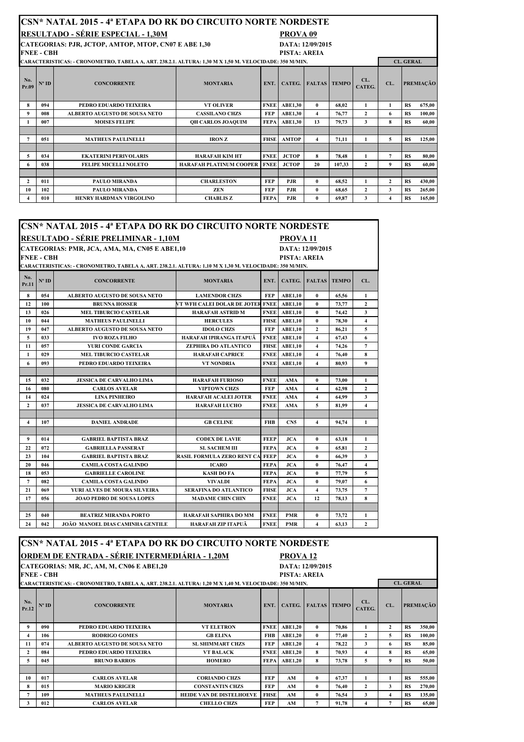# CSN* NATAL 2015 - 4ª ETAPA DO RK DO CIRCUITO NORTE NORDESTE

**RESULTADO - SÉRIE ESPECIAL - 1,30M** **PROVA 09**

**CATEGORIAS: PJR, JCTOP, AMTOP, MTOP, CN07 E ABE 1,30** **DATA: 12/09/2015**

**FNEE - CBH** **PISTA: AREIA**

**CARACTERISTICAS: - CRONOMETRO, TABELA A, ART. 238.2.1. ALTURA: 1,30 M X 1,50 M. VELOCIDADE: 350 M/MIN.**

| | | | | | | | | | CL. GERAL | |
|---|---|---|---|---|---|---|---|---|---|---|
| No. Pr.09 | Nº ID | CONCORRENTE | MONTARIA | ENT. | CATEG. | FALTAS | TEMPO | CL. CATEG. | CL. | PREMIAÇÃO |
| 8 | 094 | PEDRO EDUARDO TEIXEIRA | VT OLIVER | FNEE | ABE1,30 | 0 | 68,02 | 1 | 1 | R$ 675,00 |
| 9 | 008 | ALBERTO AUGUSTO DE SOUSA NETO | CASSILANO CHZS | FEP | ABE1,30 | 4 | 76,77 | 2 | 6 | R$ 100,00 |
| 1 | 007 | MOISES FELIPE | QH CARLOS JOAQUIM | FEPA | ABE1,30 | 13 | 79,73 | 3 | 8 | R$ 60,00 |
| | | | | | | | | | | |
| 7 | 051 | MATHEUS PAULINELLI | IRON Z | FHSE | AMTOP | 4 | 71,11 | 1 | 5 | R$ 125,00 |
| | | | | | | | | | | |
| 5 | 034 | EKATERINI PERIVOLARIS | HARAFAH KIM HT | FNEE | JCTOP | 8 | 78,48 | 1 | 7 | R$ 80,00 |
| 6 | 038 | FELIPE MICELLI NOLETO | HARAFAH PLATINUM COOPER | FNEE | JCTOP | 20 | 107,33 | 2 | 9 | R$ 60,00 |
| | | | | | | | | | | |
| 2 | 011 | PAULO MIRANDA | CHARLESTON | FEP | PJR | 0 | 68,52 | 1 | 2 | R$ 430,00 |
| 10 | 102 | PAULO MIRANDA | ZEN | FEP | PJR | 0 | 68,65 | 2 | 3 | R$ 265,00 |
| 4 | 010 | HENRY HARDMAN VIRGOLINO | CHABLIS Z | FEPA | PJR | 0 | 69,87 | 3 | 4 | R$ 165,00 |

# CSN* NATAL 2015 - 4ª ETAPA DO RK DO CIRCUITO NORTE NORDESTE

**RESULTADO - SÉRIE PRELIMINAR - 1,10M** **PROVA 11**

**CATEGORIAS: PMR, JCA, AMA, MA, CN05 E ABE1,10** **DATA: 12/09/2015**

**FNEE - CBH** **PISTA: AREIA**

**CARACTERISTICAS: - CRONOMETRO, TABELA A, ART. 238.2.1. ALTURA: 1,10 M X 1,30 M. VELOCIDADE: 350 M/MIN.**

| No. Pr.11 | Nº ID | CONCORRENTE | MONTARIA | ENT. | CATEG. | FALTAS | TEMPO | CL. |
|---|---|---|---|---|---|---|---|---|
| 8 | 054 | ALBERTO AUGUSTO DE SOUSA NETO | LAMENDOR CHZS | FEP | ABE1,10 | 0 | 65,56 | 1 |
| 12 | 100 | BRUNNA HOSSER | VT WFH CALEI DOLAR DE JOTER | FNEE | ABE1,10 | 0 | 73,77 | 2 |
| 13 | 026 | MEL TIBURCIO CASTELAR | HARAFAH ASTRID M | FNEE | ABE1,10 | 0 | 74,42 | 3 |
| 10 | 044 | MATHEUS PAULINELLI | HERCULES | FHSE | ABE1,10 | 0 | 78,30 | 4 |
| 19 | 047 | ALBERTO AUGUSTO DE SOUSA NETO | IDOLO CHZS | FEP | ABE1,10 | 2 | 86,21 | 5 |
| 5 | 033 | IVO ROZA FILHO | HARAFAH IPIRANGA ITAPUÃ | FNEE | ABE1,10 | 4 | 67,43 | 6 |
| 11 | 057 | YURI CONDE GARCIA | ZEPHIRA DO ATLANTICO | FHSE | ABE1,10 | 4 | 74,26 | 7 |
| 1 | 029 | MEL TIBURCIO CASTELAR | HARAFAH CAPRICE | FNEE | ABE1,10 | 4 | 76,40 | 8 |
| 6 | 093 | PEDRO EDUARDO TEIXEIRA | VT NONDRIA | FNEE | ABE1,10 | 4 | 80,93 | 9 |
| | | | | | | | | |
| 15 | 032 | JESSICA DE CARVALHO LIMA | HARAFAH FURIOSO | FNEE | AMA | 0 | 73,00 | 1 |
| 16 | 080 | CARLOS AVELAR | VIPTOWN CHZS | FEP | AMA | 4 | 62,98 | 2 |
| 14 | 024 | LINA PINHEIRO | HARAFAH ACALEI JOTER | FNEE | AMA | 4 | 64,99 | 3 |
| 2 | 037 | JESSICA DE CARVALHO LIMA | HARAFAH LUCHO | FNEE | AMA | 5 | 81,99 | 4 |
| | | | | | | | | |
| 4 | 107 | DANIEL ANDRADE | GB CELINE | FHB | CN5 | 4 | 94,74 | 1 |
| | | | | | | | | |
| 9 | 014 | GABRIEL BAPTISTA BRAZ | CODEX DE LAVIE | FEEP | JCA | 0 | 63,18 | 1 |
| 22 | 072 | GABRIELLA PASSERAT | SL SACHEM III | FEPA | JCA | 0 | 65,81 | 2 |
| 23 | 104 | GABRIEL BAPTISTA BRAZ | RASIL FORMULA ZERO RENT CA | FEEP | JCA | 0 | 66,39 | 3 |
| 20 | 046 | CAMILA COSTA GALINDO | ICARO | FEPA | JCA | 0 | 76,47 | 4 |
| 18 | 053 | GABRIELLE CAROLINE | KASH DO FA | FEPA | JCA | 0 | 77,79 | 5 |
| 7 | 082 | CAMILA COSTA GALINDO | VIVALDI | FEPA | JCA | 0 | 79,07 | 6 |
| 21 | 069 | YURI ALVES DE MOURA SILVEIRA | SERAFINA DO ATLANTICO | FHSE | JCA | 4 | 73,75 | 7 |
| 17 | 056 | JOAO PEDRO DE SOUSA LOPES | MADAME CHIN CHIN | FNEE | JCA | 12 | 78,13 | 8 |
| | | | | | | | | |
| 25 | 040 | BEATRIZ MIRANDA PORTO | HARAFAH SAPHIRA DO MM | FNEE | PMR | 0 | 73,72 | 1 |
| 24 | 042 | JOÃO MANOEL DIAS CAMINHA GENTILE | HARAFAH ZIP ITAPUÃ | FNEE | PMR | 4 | 63,13 | 2 |

# CSN* NATAL 2015 - 4ª ETAPA DO RK DO CIRCUITO NORTE NORDESTE

**ORDEM DE ENTRADA - SÉRIE INTERMEDIÁRIA - 1,20M** **PROVA 12**

**CATEGORIAS: MR, JC, AM, M, CN06 E ABE1,20** **DATA: 12/09/2015**

**FNEE - CBH** **PISTA: AREIA**

**CARACTERISTICAS: - CRONOMETRO, TABELA A, ART. 238.2.1. ALTURA: 1,20 M X 1,40 M. VELOCIDADE: 350 M/MIN.**

| | | | | | | | | | CL. GERAL | |
|---|---|---|---|---|---|---|---|---|---|---|
| No. Pr.12 | Nº ID | CONCORRENTE | MONTARIA | ENT. | CATEG. | FALTAS | TEMPO | CL. CATEG. | CL. | PREMIAÇÃO |
| 9 | 090 | PEDRO EDUARDO TEIXEIRA | VT ELETRON | FNEE | ABE1,20 | 0 | 70,86 | 1 | 2 | R$ 350,00 |
| 4 | 106 | RODRIGO GOMES | GB ELINA | FHB | ABE1,20 | 0 | 77,40 | 2 | 5 | R$ 100,00 |
| 11 | 074 | ALBERTO AUGUSTO DE SOUSA NETO | SL SHIMMART CHZS | FEP | ABE1,20 | 4 | 78,22 | 3 | 6 | R$ 85,00 |
| 2 | 084 | PEDRO EDUARDO TEIXEIRA | VT BALACK | FNEE | ABE1,20 | 8 | 70,93 | 4 | 8 | R$ 65,00 |
| 5 | 045 | BRUNO BARROS | HOMERO | FEPA | ABE1,20 | 8 | 73,78 | 5 | 9 | R$ 50,00 |
| | | | | | | | | | | |
| 10 | 017 | CARLOS AVELAR | CORIANDO CHZS | FEP | AM | 0 | 67,37 | 1 | 1 | R$ 555,00 |
| 8 | 015 | MARIO KRIGER | CONSTANTIN CHZS | FEP | AM | 0 | 76,40 | 2 | 3 | R$ 270,00 |
| 7 | 109 | MATHEUS PAULINELLI | HEIDE VAN DE DISTELHOEVE | FHSE | AM | 0 | 76,54 | 3 | 4 | R$ 135,00 |
| 3 | 012 | CARLOS AVELAR | CHELLO CHZS | FEP | AM | 7 | 91,78 | 4 | 7 | R$ 65,00 |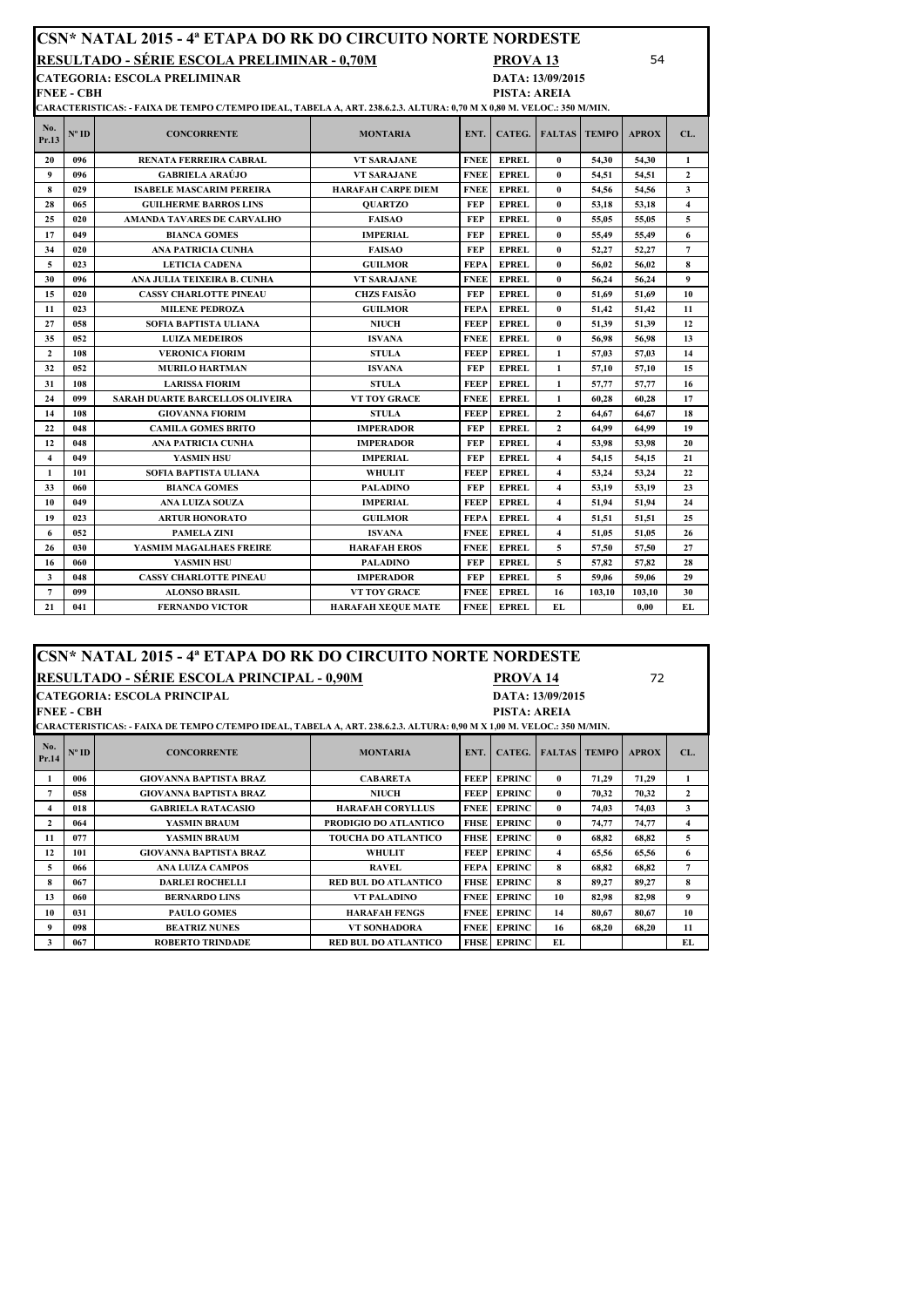# CSN* NATAL 2015 - 4ª ETAPA DO RK DO CIRCUITO NORTE NORDESTE

**RESULTADO - SÉRIE ESCOLA PRELIMINAR - 0,70M** **PROVA 13** 54

**CATEGORIA: ESCOLA PRELIMINAR** **DATA: 13/09/2015**

**FNEE - CBH** **PISTA: AREIA**

**CARACTERISTICAS: - FAIXA DE TEMPO C/TEMPO IDEAL, TABELA A, ART. 238.6.2.3. ALTURA: 0,70 M X 0,80 M. VELOC.: 350 M/MIN.**

| No. Pr.13 | Nº ID | CONCORRENTE | MONTARIA | ENT. | CATEG. | FALTAS | TEMPO | APROX | CL. |
|---|---|---|---|---|---|---|---|---|---|
| 20 | 096 | RENATA FERREIRA CABRAL | VT SARAJANE | FNEE | EPREL | 0 | 54,30 | 54,30 | 1 |
| 9 | 096 | GABRIELA ARAÚJO | VT SARAJANE | FNEE | EPREL | 0 | 54,51 | 54,51 | 2 |
| 8 | 029 | ISABELE MASCARIM PEREIRA | HARAFAH CARPE DIEM | FNEE | EPREL | 0 | 54,56 | 54,56 | 3 |
| 28 | 065 | GUILHERME BARROS LINS | QUARTZO | FEP | EPREL | 0 | 53,18 | 53,18 | 4 |
| 25 | 020 | AMANDA TAVARES DE CARVALHO | FAISAO | FEP | EPREL | 0 | 55,05 | 55,05 | 5 |
| 17 | 049 | BIANCA GOMES | IMPERIAL | FEP | EPREL | 0 | 55,49 | 55,49 | 6 |
| 34 | 020 | ANA PATRICIA CUNHA | FAISAO | FEP | EPREL | 0 | 52,27 | 52,27 | 7 |
| 5 | 023 | LETICIA CADENA | GUILMOR | FEPA | EPREL | 0 | 56,02 | 56,02 | 8 |
| 30 | 096 | ANA JULIA TEIXEIRA B. CUNHA | VT SARAJANE | FNEE | EPREL | 0 | 56,24 | 56,24 | 9 |
| 15 | 020 | CASSY CHARLOTTE PINEAU | CHZS FAISÃO | FEP | EPREL | 0 | 51,69 | 51,69 | 10 |
| 11 | 023 | MILENE PEDROZA | GUILMOR | FEPA | EPREL | 0 | 51,42 | 51,42 | 11 |
| 27 | 058 | SOFIA BAPTISTA ULIANA | NIUCH | FEEP | EPREL | 0 | 51,39 | 51,39 | 12 |
| 35 | 052 | LUIZA MEDEIROS | ISVANA | FNEE | EPREL | 0 | 56,98 | 56,98 | 13 |
| 2 | 108 | VERONICA FIORIM | STULA | FEEP | EPREL | 1 | 57,03 | 57,03 | 14 |
| 32 | 052 | MURILO HARTMAN | ISVANA | FEP | EPREL | 1 | 57,10 | 57,10 | 15 |
| 31 | 108 | LARISSA FIORIM | STULA | FEEP | EPREL | 1 | 57,77 | 57,77 | 16 |
| 24 | 099 | SARAH DUARTE BARCELLOS OLIVEIRA | VT TOY GRACE | FNEE | EPREL | 1 | 60,28 | 60,28 | 17 |
| 14 | 108 | GIOVANNA FIORIM | STULA | FEEP | EPREL | 2 | 64,67 | 64,67 | 18 |
| 22 | 048 | CAMILA GOMES BRITO | IMPERADOR | FEP | EPREL | 2 | 64,99 | 64,99 | 19 |
| 12 | 048 | ANA PATRICIA CUNHA | IMPERADOR | FEP | EPREL | 4 | 53,98 | 53,98 | 20 |
| 4 | 049 | YASMIN HSU | IMPERIAL | FEP | EPREL | 4 | 54,15 | 54,15 | 21 |
| 1 | 101 | SOFIA BAPTISTA ULIANA | WHULIT | FEEP | EPREL | 4 | 53,24 | 53,24 | 22 |
| 33 | 060 | BIANCA GOMES | PALADINO | FEP | EPREL | 4 | 53,19 | 53,19 | 23 |
| 10 | 049 | ANA LUIZA SOUZA | IMPERIAL | FEEP | EPREL | 4 | 51,94 | 51,94 | 24 |
| 19 | 023 | ARTUR HONORATO | GUILMOR | FEPA | EPREL | 4 | 51,51 | 51,51 | 25 |
| 6 | 052 | PAMELA ZINI | ISVANA | FNEE | EPREL | 4 | 51,05 | 51,05 | 26 |
| 26 | 030 | YASMIM MAGALHAES FREIRE | HARAFAH EROS | FNEE | EPREL | 5 | 57,50 | 57,50 | 27 |
| 16 | 060 | YASMIN HSU | PALADINO | FEP | EPREL | 5 | 57,82 | 57,82 | 28 |
| 3 | 048 | CASSY CHARLOTTE PINEAU | IMPERADOR | FEP | EPREL | 5 | 59,06 | 59,06 | 29 |
| 7 | 099 | ALONSO BRASIL | VT TOY GRACE | FNEE | EPREL | 16 | 103,10 | 103,10 | 30 |
| 21 | 041 | FERNANDO VICTOR | HARAFAH XEQUE MATE | FNEE | EPREL | EL | | 0,00 | EL |

# CSN* NATAL 2015 - 4ª ETAPA DO RK DO CIRCUITO NORTE NORDESTE

**RESULTADO - SÉRIE ESCOLA PRINCIPAL - 0,90M** **PROVA 14** 72

**CATEGORIA: ESCOLA PRINCIPAL** **DATA: 13/09/2015**

**FNEE - CBH** **PISTA: AREIA**

**CARACTERISTICAS: - FAIXA DE TEMPO C/TEMPO IDEAL, TABELA A, ART. 238.6.2.3. ALTURA: 0,90 M X 1,00 M. VELOC.: 350 M/MIN.**

| No. Pr.14 | Nº ID | CONCORRENTE | MONTARIA | ENT. | CATEG. | FALTAS | TEMPO | APROX | CL. |
|---|---|---|---|---|---|---|---|---|---|
| 1 | 006 | GIOVANNA BAPTISTA BRAZ | CABARETA | FEEP | EPRINC | 0 | 71,29 | 71,29 | 1 |
| 7 | 058 | GIOVANNA BAPTISTA BRAZ | NIUCH | FEEP | EPRINC | 0 | 70,32 | 70,32 | 2 |
| 4 | 018 | GABRIELA RATACASIO | HARAFAH CORYLLUS | FNEE | EPRINC | 0 | 74,03 | 74,03 | 3 |
| 2 | 064 | YASMIN BRAUM | PRODIGIO DO ATLANTICO | FHSE | EPRINC | 0 | 74,77 | 74,77 | 4 |
| 11 | 077 | YASMIN BRAUM | TOUCHA DO ATLANTICO | FHSE | EPRINC | 0 | 68,82 | 68,82 | 5 |
| 12 | 101 | GIOVANNA BAPTISTA BRAZ | WHULIT | FEEP | EPRINC | 4 | 65,56 | 65,56 | 6 |
| 5 | 066 | ANA LUIZA CAMPOS | RAVEL | FEPA | EPRINC | 8 | 68,82 | 68,82 | 7 |
| 8 | 067 | DARLEI ROCHELLI | RED BUL DO ATLANTICO | FHSE | EPRINC | 8 | 89,27 | 89,27 | 8 |
| 13 | 060 | BERNARDO LINS | VT PALADINO | FNEE | EPRINC | 10 | 82,98 | 82,98 | 9 |
| 10 | 031 | PAULO GOMES | HARAFAH FENGS | FNEE | EPRINC | 14 | 80,67 | 80,67 | 10 |
| 9 | 098 | BEATRIZ NUNES | VT SONHADORA | FNEE | EPRINC | 16 | 68,20 | 68,20 | 11 |
| 3 | 067 | ROBERTO TRINDADE | RED BUL DO ATLANTICO | FHSE | EPRINC | EL | | | EL |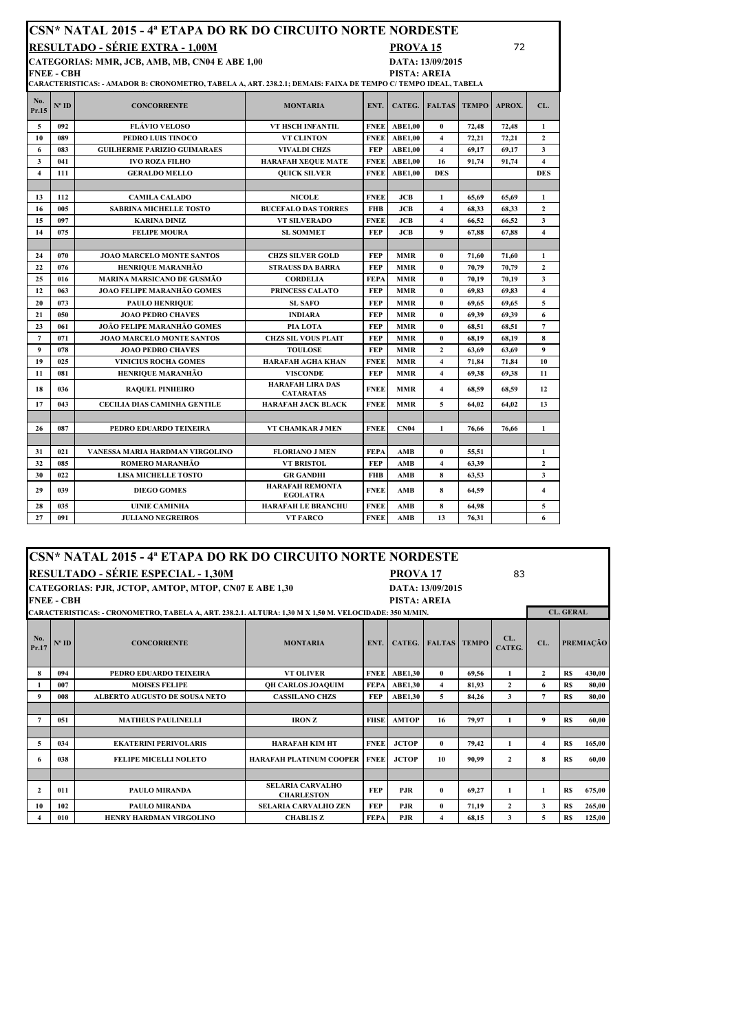# CSN* NATAL 2015 - 4ª ETAPA DO RK DO CIRCUITO NORTE NORDESTE

**RESULTADO - SÉRIE EXTRA - 1,00M** **PROVA 15** 72

**CATEGORIAS: MMR, JCB, AMB, MB, CN04 E ABE 1,00** **DATA: 13/09/2015**

**FNEE - CBH** **PISTA: AREIA**

**CARACTERISTICAS: - AMADOR B: CRONOMETRO, TABELA A, ART. 238.2.1; DEMAIS: FAIXA DE TEMPO C/ TEMPO IDEAL, TABELA**

| No. Pr.15 | Nº ID | CONCORRENTE | MONTARIA | ENT. | CATEG. | FALTAS | TEMPO | APROX. | CL. |
|---|---|---|---|---|---|---|---|---|---|
| 5 | 092 | FLÁVIO VELOSO | VT HSCH INFANTIL | FNEE | ABE1,00 | 0 | 72,48 | 72,48 | 1 |
| 10 | 089 | PEDRO LUIS TINOCO | VT CLINTON | FNEE | ABE1,00 | 4 | 72,21 | 72,21 | 2 |
| 6 | 083 | GUILHERME PARIZIO GUIMARAES | VIVALDI CHZS | FEP | ABE1,00 | 4 | 69,17 | 69,17 | 3 |
| 3 | 041 | IVO ROZA FILHO | HARAFAH XEQUE MATE | FNEE | ABE1,00 | 16 | 91,74 | 91,74 | 4 |
| 4 | 111 | GERALDO MELLO | QUICK SILVER | FNEE | ABE1,00 | DES | | | DES |
| | | | | | | | | | |
| 13 | 112 | CAMILA CALADO | NICOLE | FNEE | JCB | 1 | 65,69 | 65,69 | 1 |
| 16 | 005 | SABRINA MICHELLE TOSTO | BUCEFALO DAS TORRES | FHB | JCB | 4 | 68,33 | 68,33 | 2 |
| 15 | 097 | KARINA DINIZ | VT SILVERADO | FNEE | JCB | 4 | 66,52 | 66,52 | 3 |
| 14 | 075 | FELIPE MOURA | SL SOMMET | FEP | JCB | 9 | 67,88 | 67,88 | 4 |
| | | | | | | | | | |
| 24 | 070 | JOAO MARCELO MONTE SANTOS | CHZS SILVER GOLD | FEP | MMR | 0 | 71,60 | 71,60 | 1 |
| 22 | 076 | HENRIQUE MARANHÃO | STRAUSS DA BARRA | FEP | MMR | 0 | 70,79 | 70,79 | 2 |
| 25 | 016 | MARINA MARSICANO DE GUSMÃO | CORDELIA | FEPA | MMR | 0 | 70,19 | 70,19 | 3 |
| 12 | 063 | JOAO FELIPE MARANHÃO GOMES | PRINCESS CALATO | FEP | MMR | 0 | 69,83 | 69,83 | 4 |
| 20 | 073 | PAULO HENRIQUE | SL SAFO | FEP | MMR | 0 | 69,65 | 69,65 | 5 |
| 21 | 050 | JOAO PEDRO CHAVES | INDIARA | FEP | MMR | 0 | 69,39 | 69,39 | 6 |
| 23 | 061 | JOÃO FELIPE MARANHÃO GOMES | PIA LOTA | FEP | MMR | 0 | 68,51 | 68,51 | 7 |
| 7 | 071 | JOAO MARCELO MONTE SANTOS | CHZS SIL VOUS PLAIT | FEP | MMR | 0 | 68,19 | 68,19 | 8 |
| 9 | 078 | JOAO PEDRO CHAVES | TOULOSE | FEP | MMR | 2 | 63,69 | 63,69 | 9 |
| 19 | 025 | VINICIUS ROCHA GOMES | HARAFAH AGHA KHAN | FNEE | MMR | 4 | 71,84 | 71,84 | 10 |
| 11 | 081 | HENRIQUE MARANHÃO | VISCONDE | FEP | MMR | 4 | 69,38 | 69,38 | 11 |
| 18 | 036 | RAQUEL PINHEIRO | HARAFAH LIRA DAS CATARATAS | FNEE | MMR | 4 | 68,59 | 68,59 | 12 |
| 17 | 043 | CECILIA DIAS CAMINHA GENTILE | HARAFAH JACK BLACK | FNEE | MMR | 5 | 64,02 | 64,02 | 13 |
| | | | | | | | | | |
| 26 | 087 | PEDRO EDUARDO TEIXEIRA | VT CHAMKAR J MEN | FNEE | CN04 | 1 | 76,66 | 76,66 | 1 |
| | | | | | | | | | |
| 31 | 021 | VANESSA MARIA HARDMAN VIRGOLINO | FLORIANO J MEN | FEPA | AMB | 0 | 55,51 | | 1 |
| 32 | 085 | ROMERO MARANHÃO | VT BRISTOL | FEP | AMB | 4 | 63,39 | | 2 |
| 30 | 022 | LISA MICHELLE TOSTO | GR GANDHI | FHB | AMB | 8 | 63,53 | | 3 |
| 29 | 039 | DIEGO GOMES | HARAFAH REMONTA EGOLATRA | FNEE | AMB | 8 | 64,59 | | 4 |
| 28 | 035 | UINIE CAMINHA | HARAFAH LE BRANCHU | FNEE | AMB | 8 | 64,98 | | 5 |
| 27 | 091 | JULIANO NEGREIROS | VT FARCO | FNEE | AMB | 13 | 76,31 | | 6 |

# CSN* NATAL 2015 - 4ª ETAPA DO RK DO CIRCUITO NORTE NORDESTE

**RESULTADO - SÉRIE ESPECIAL - 1,30M** **PROVA 17** 83

**CATEGORIAS: PJR, JCTOP, AMTOP, MTOP, CN07 E ABE 1,30** **DATA: 13/09/2015**

**FNEE - CBH** **PISTA: AREIA**

**CARACTERISTICAS: - CRONOMETRO, TABELA A, ART. 238.2.1. ALTURA: 1,30 M X 1,50 M. VELOCIDADE: 350 M/MIN.**

| No. Pr.17 | Nº ID | CONCORRENTE | MONTARIA | ENT. | CATEG. | FALTAS | TEMPO | CL. CATEG. | CL. GERAL CL. | PREMIAÇÃO |
|---|---|---|---|---|---|---|---|---|---|---|
| 8 | 094 | PEDRO EDUARDO TEIXEIRA | VT OLIVER | FNEE | ABE1,30 | 0 | 69,56 | 1 | 2 | R$ 430,00 |
| 1 | 007 | MOISES FELIPE | QH CARLOS JOAQUIM | FEPA | ABE1,30 | 4 | 81,93 | 2 | 6 | R$ 80,00 |
| 9 | 008 | ALBERTO AUGUSTO DE SOUSA NETO | CASSILANO CHZS | FEP | ABE1,30 | 5 | 84,26 | 3 | 7 | R$ 80,00 |
| | | | | | | | | | | |
| 7 | 051 | MATHEUS PAULINELLI | IRON Z | FHSE | AMTOP | 16 | 79,97 | 1 | 9 | R$ 60,00 |
| | | | | | | | | | | |
| 5 | 034 | EKATERINI PERIVOLARIS | HARAFAH KIM HT | FNEE | JCTOP | 0 | 79,42 | 1 | 4 | R$ 165,00 |
| 6 | 038 | FELIPE MICELLI NOLETO | HARAFAH PLATINUM COOPER | FNEE | JCTOP | 10 | 90,99 | 2 | 8 | R$ 60,00 |
| | | | | | | | | | | |
| 2 | 011 | PAULO MIRANDA | SELARIA CARVALHO CHARLESTON | FEP | PJR | 0 | 69,27 | 1 | 1 | R$ 675,00 |
| 10 | 102 | PAULO MIRANDA | SELARIA CARVALHO ZEN | FEP | PJR | 0 | 71,19 | 2 | 3 | R$ 265,00 |
| 4 | 010 | HENRY HARDMAN VIRGOLINO | CHABLIS Z | FEPA | PJR | 4 | 68,15 | 3 | 5 | R$ 125,00 |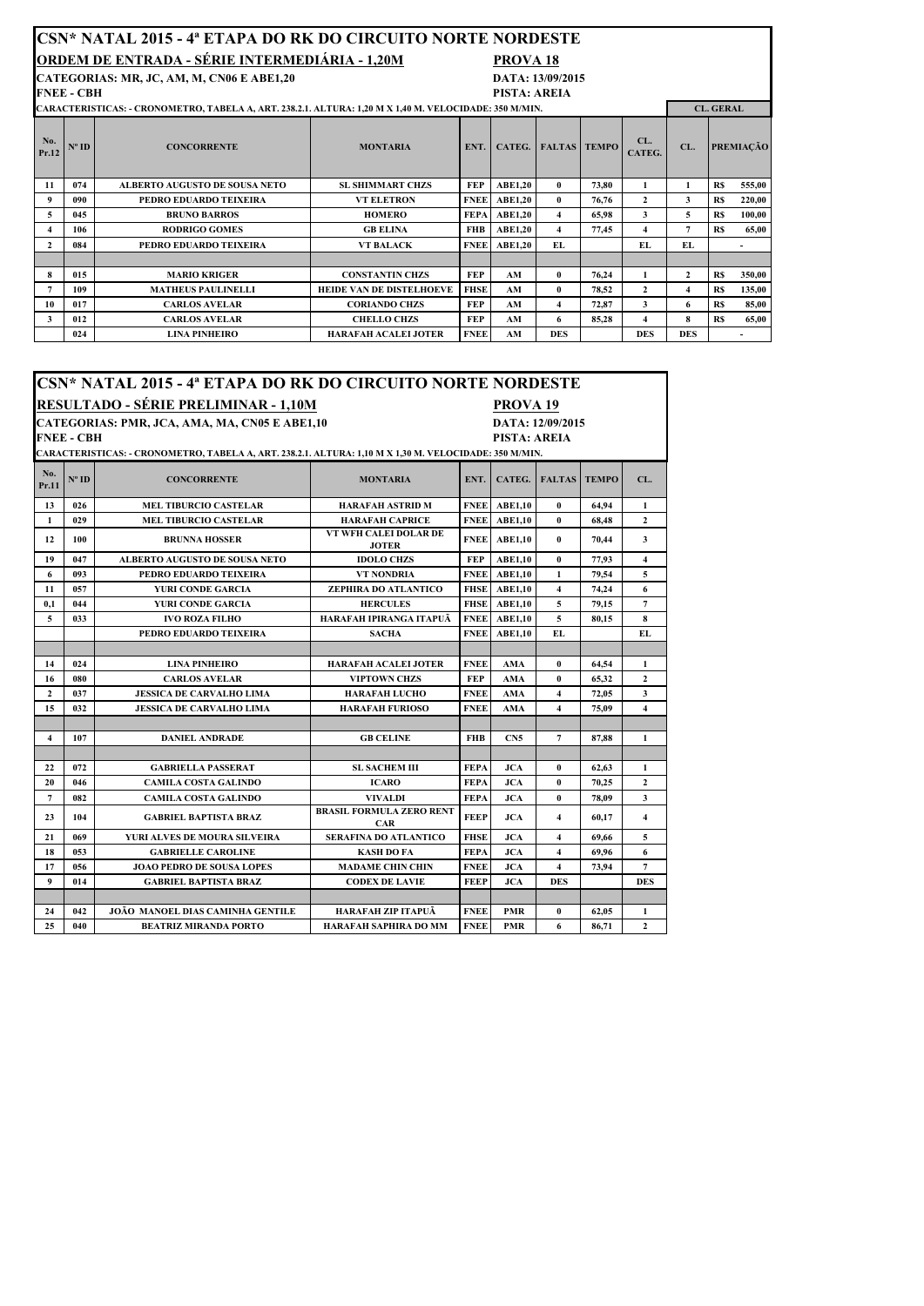# CSN* NATAL 2015 - 4ª ETAPA DO RK DO CIRCUITO NORTE NORDESTE

## ORDEM DE ENTRADA - SÉRIE INTERMEDIÁRIA - 1,20M

**PROVA 18**

**CATEGORIAS: MR, JC, AM, M, CN06 E ABE1,20**

**DATA: 13/09/2015**

**FNEE - CBH**

**PISTA: AREIA**

**CARACTERISTICAS: - CRONOMETRO, TABELA A, ART. 238.2.1. ALTURA: 1,20 M X 1,40 M. VELOCIDADE: 350 M/MIN.**

| No. Pr.12 | Nº ID | CONCORRENTE | MONTARIA | ENT. | CATEG. | FALTAS | TEMPO | CL. CATEG. | CL. GERAL CL. | PREMIAÇÃO |
|---|---|---|---|---|---|---|---|---|---|---|
| 11 | 074 | ALBERTO AUGUSTO DE SOUSA NETO | SL SHIMMART CHZS | FEP | ABE1,20 | 0 | 73,80 | 1 | 1 | R$ 555,00 |
| 9 | 090 | PEDRO EDUARDO TEIXEIRA | VT ELETRON | FNEE | ABE1,20 | 0 | 76,76 | 2 | 3 | R$ 220,00 |
| 5 | 045 | BRUNO BARROS | HOMERO | FEPA | ABE1,20 | 4 | 65,98 | 3 | 5 | R$ 100,00 |
| 4 | 106 | RODRIGO GOMES | GB ELINA | FHB | ABE1,20 | 4 | 77,45 | 4 | 7 | R$ 65,00 |
| 2 | 084 | PEDRO EDUARDO TEIXEIRA | VT BALACK | FNEE | ABE1,20 | EL | | EL | EL | - |
| | | | | | | | | | | |
| 8 | 015 | MARIO KRIGER | CONSTANTIN CHZS | FEP | AM | 0 | 76,24 | 1 | 2 | R$ 350,00 |
| 7 | 109 | MATHEUS PAULINELLI | HEIDE VAN DE DISTELHOEVE | FHSE | AM | 0 | 78,52 | 2 | 4 | R$ 135,00 |
| 10 | 017 | CARLOS AVELAR | CORIANDO CHZS | FEP | AM | 4 | 72,87 | 3 | 6 | R$ 85,00 |
| 3 | 012 | CARLOS AVELAR | CHELLO CHZS | FEP | AM | 6 | 85,28 | 4 | 8 | R$ 65,00 |
| | 024 | LINA PINHEIRO | HARAFAH ACALEI JOTER | FNEE | AM | DES | | DES | DES | - |

# CSN* NATAL 2015 - 4ª ETAPA DO RK DO CIRCUITO NORTE NORDESTE

## RESULTADO - SÉRIE PRELIMINAR - 1,10M

**PROVA 19**

**CATEGORIAS: PMR, JCA, AMA, MA, CN05 E ABE1,10**

**DATA: 12/09/2015**

**FNEE - CBH**

**PISTA: AREIA**

**CARACTERISTICAS: - CRONOMETRO, TABELA A, ART. 238.2.1. ALTURA: 1,10 M X 1,30 M. VELOCIDADE: 350 M/MIN.**

| No. Pr.11 | Nº ID | CONCORRENTE | MONTARIA | ENT. | CATEG. | FALTAS | TEMPO | CL. |
|---|---|---|---|---|---|---|---|---|
| 13 | 026 | MEL TIBURCIO CASTELAR | HARAFAH ASTRID M | FNEE | ABE1,10 | 0 | 64,94 | 1 |
| 1 | 029 | MEL TIBURCIO CASTELAR | HARAFAH CAPRICE | FNEE | ABE1,10 | 0 | 68,48 | 2 |
| 12 | 100 | BRUNNA HOSSER | VT WFH CALEI DOLAR DE JOTER | FNEE | ABE1,10 | 0 | 70,44 | 3 |
| 19 | 047 | ALBERTO AUGUSTO DE SOUSA NETO | IDOLO CHZS | FEP | ABE1,10 | 0 | 77,93 | 4 |
| 6 | 093 | PEDRO EDUARDO TEIXEIRA | VT NONDRIA | FNEE | ABE1,10 | 1 | 79,54 | 5 |
| 11 | 057 | YURI CONDE GARCIA | ZEPHIRA DO ATLANTICO | FHSE | ABE1,10 | 4 | 74,24 | 6 |
| 0,1 | 044 | YURI CONDE GARCIA | HERCULES | FHSE | ABE1,10 | 5 | 79,15 | 7 |
| 5 | 033 | IVO ROZA FILHO | HARAFAH IPIRANGA ITAPUÃ | FNEE | ABE1,10 | 5 | 80,15 | 8 |
| | | PEDRO EDUARDO TEIXEIRA | SACHA | FNEE | ABE1,10 | EL | | EL |
| | | | | | | | | |
| 14 | 024 | LINA PINHEIRO | HARAFAH ACALEI JOTER | FNEE | AMA | 0 | 64,54 | 1 |
| 16 | 080 | CARLOS AVELAR | VIPTOWN CHZS | FEP | AMA | 0 | 65,32 | 2 |
| 2 | 037 | JESSICA DE CARVALHO LIMA | HARAFAH LUCHO | FNEE | AMA | 4 | 72,05 | 3 |
| 15 | 032 | JESSICA DE CARVALHO LIMA | HARAFAH FURIOSO | FNEE | AMA | 4 | 75,09 | 4 |
| | | | | | | | | |
| 4 | 107 | DANIEL ANDRADE | GB CELINE | FHB | CN5 | 7 | 87,88 | 1 |
| | | | | | | | | |
| 22 | 072 | GABRIELLA PASSERAT | SL SACHEM III | FEPA | JCA | 0 | 62,63 | 1 |
| 20 | 046 | CAMILA COSTA GALINDO | ICARO | FEPA | JCA | 0 | 70,25 | 2 |
| 7 | 082 | CAMILA COSTA GALINDO | VIVALDI | FEPA | JCA | 0 | 78,09 | 3 |
| 23 | 104 | GABRIEL BAPTISTA BRAZ | BRASIL FORMULA ZERO RENT CAR | FEEP | JCA | 4 | 60,17 | 4 |
| 21 | 069 | YURI ALVES DE MOURA SILVEIRA | SERAFINA DO ATLANTICO | FHSE | JCA | 4 | 69,66 | 5 |
| 18 | 053 | GABRIELLE CAROLINE | KASH DO FA | FEPA | JCA | 4 | 69,96 | 6 |
| 17 | 056 | JOAO PEDRO DE SOUSA LOPES | MADAME CHIN CHIN | FNEE | JCA | 4 | 73,94 | 7 |
| 9 | 014 | GABRIEL BAPTISTA BRAZ | CODEX DE LAVIE | FEEP | JCA | DES | | DES |
| | | | | | | | | |
| 24 | 042 | JOÃO MANOEL DIAS CAMINHA GENTILE | HARAFAH ZIP ITAPUÃ | FNEE | PMR | 0 | 62,05 | 1 |
| 25 | 040 | BEATRIZ MIRANDA PORTO | HARAFAH SAPHIRA DO MM | FNEE | PMR | 6 | 86,71 | 2 |